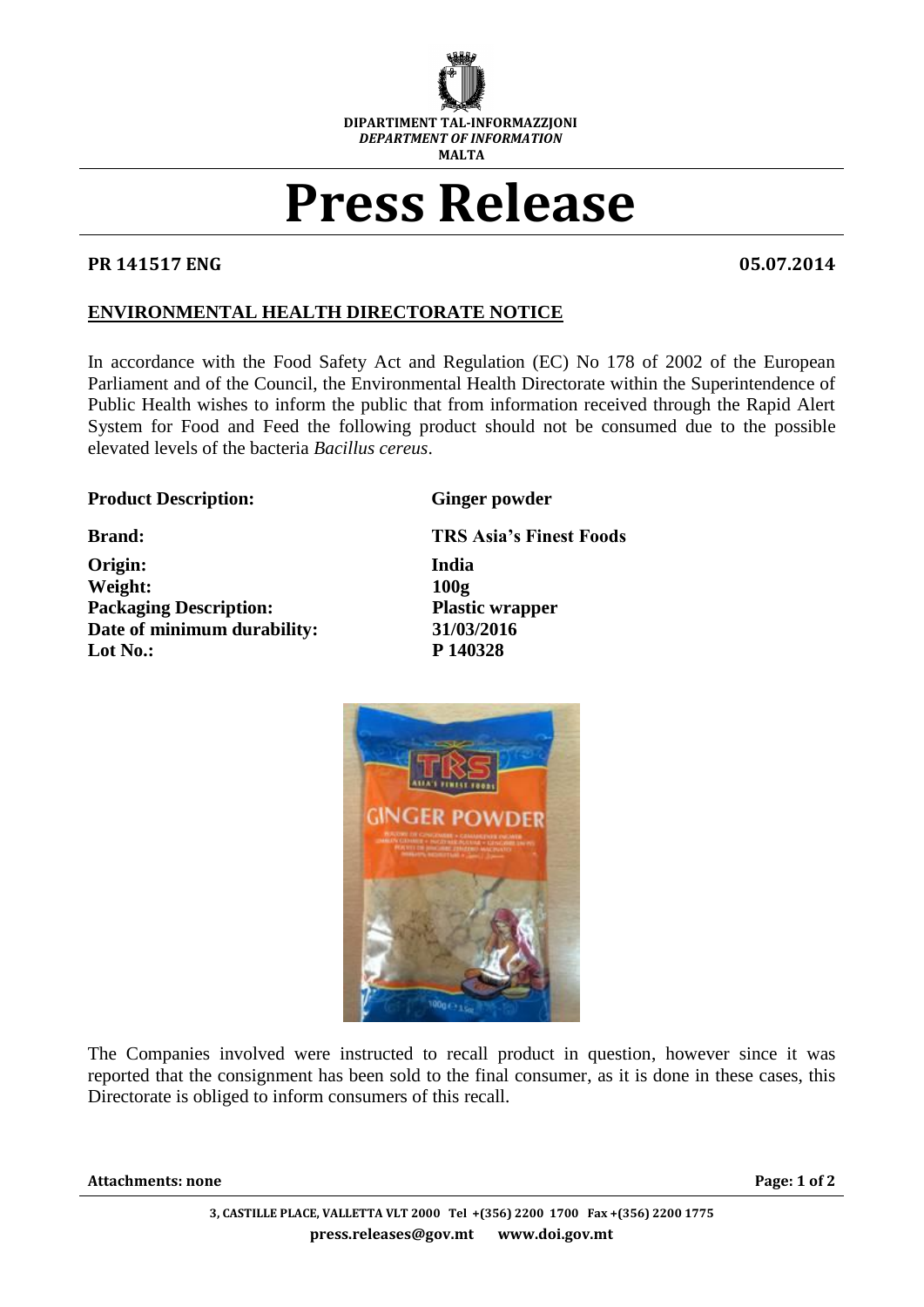DIPARTIMENT TAL-INFORMAZZJONI
*DEPARTMENT OF INFORMATION*
MALTA

# Press Release

**PR 141517 ENG** **05.07.2014**

## ENVIRONMENTAL HEALTH DIRECTORATE NOTICE

In accordance with the Food Safety Act and Regulation (EC) No 178 of 2002 of the European Parliament and of the Council, the Environmental Health Directorate within the Superintendence of Public Health wishes to inform the public that from information received through the Rapid Alert System for Food and Feed the following product should not be consumed due to the possible elevated levels of the bacteria *Bacillus cereus*.

**Product Description:** **Ginger powder**

**Brand:** **TRS Asia's Finest Foods**

**Origin:** **India**
**Weight:** **100g**
**Packaging Description:** **Plastic wrapper**
**Date of minimum durability:** **31/03/2016**
**Lot No.:** **P 140328**

The Companies involved were instructed to recall product in question, however since it was reported that the consignment has been sold to the final consumer, as it is done in these cases, this Directorate is obliged to inform consumers of this recall.

**Attachments: none**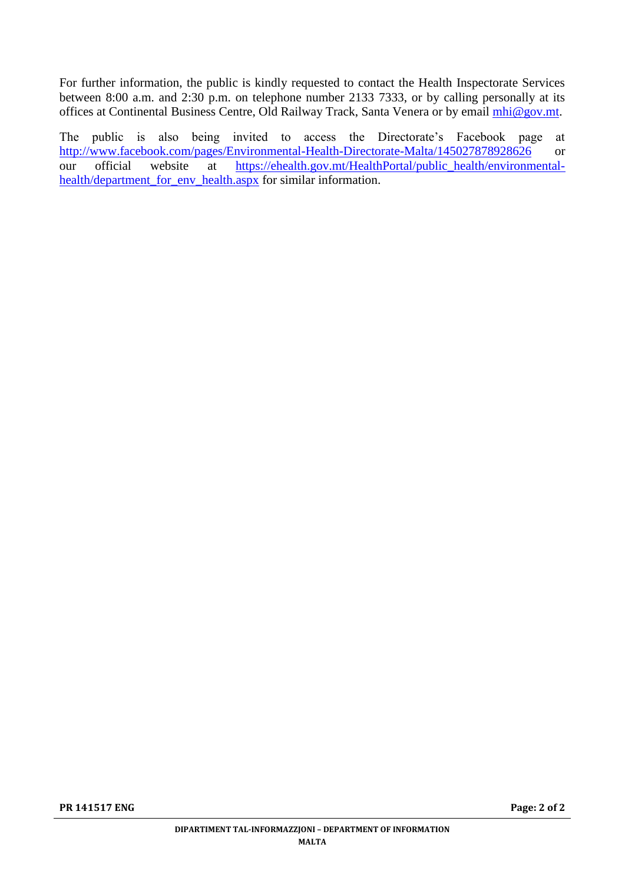For further information, the public is kindly requested to contact the Health Inspectorate Services between 8:00 a.m. and 2:30 p.m. on telephone number 2133 7333, or by calling personally at its offices at Continental Business Centre, Old Railway Track, Santa Venera or by email mhi@gov.mt.

The public is also being invited to access the Directorate's Facebook page at http://www.facebook.com/pages/Environmental-Health-Directorate-Malta/145027878928626 or our official website at https://ehealth.gov.mt/HealthPortal/public_health/environmental-health/department_for_env_health.aspx for similar information.